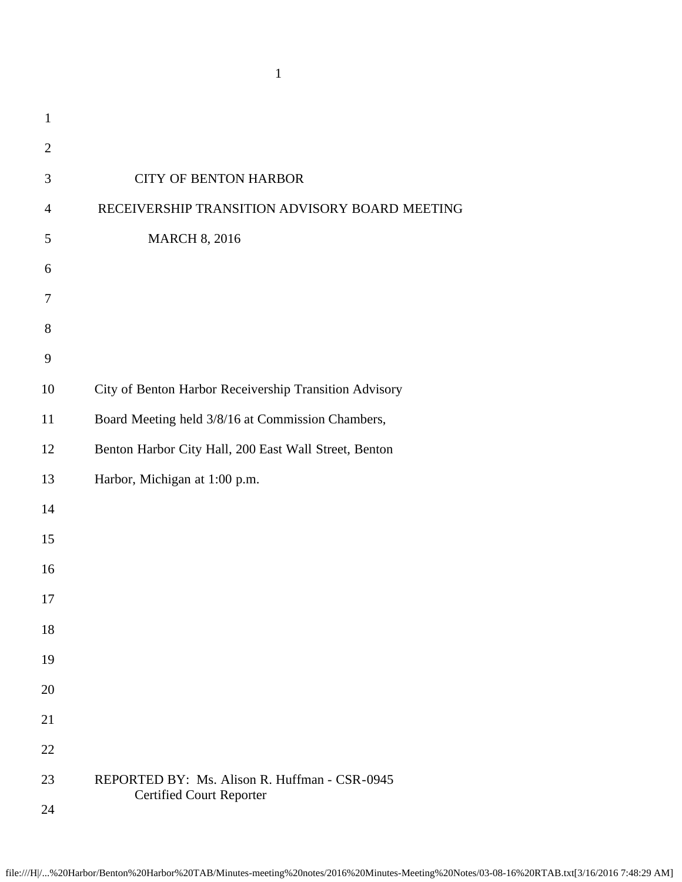# CITY OF BENTON HARBOR

## RECEIVERSHIP TRANSITION ADVISORY BOARD MEETING

### MARCH 8, 2016

City of Benton Harbor Receivership Transition Advisory Board Meeting held 3/8/16 at Commission Chambers, Benton Harbor City Hall, 200 East Wall Street, Benton Harbor, Michigan at 1:00 p.m.

REPORTED BY: Ms. Alison R. Huffman - CSR-0945
Certified Court Reporter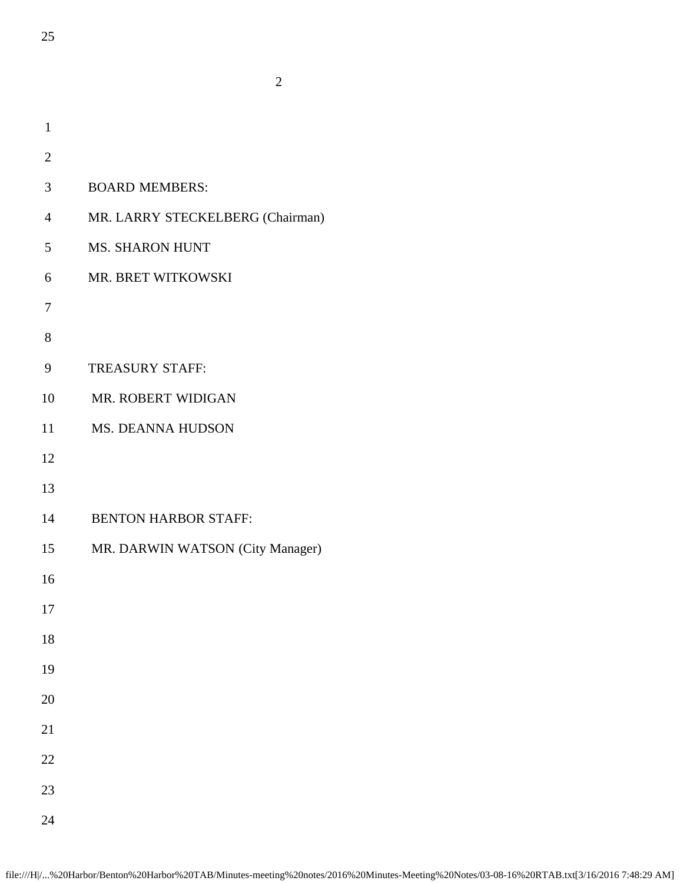BOARD MEMBERS:

MR. LARRY STECKELBERG (Chairman)

MS. SHARON HUNT

MR. BRET WITKOWSKI

TREASURY STAFF:

MR. ROBERT WIDIGAN

MS. DEANNA HUDSON

BENTON HARBOR STAFF:

MR. DARWIN WATSON (City Manager)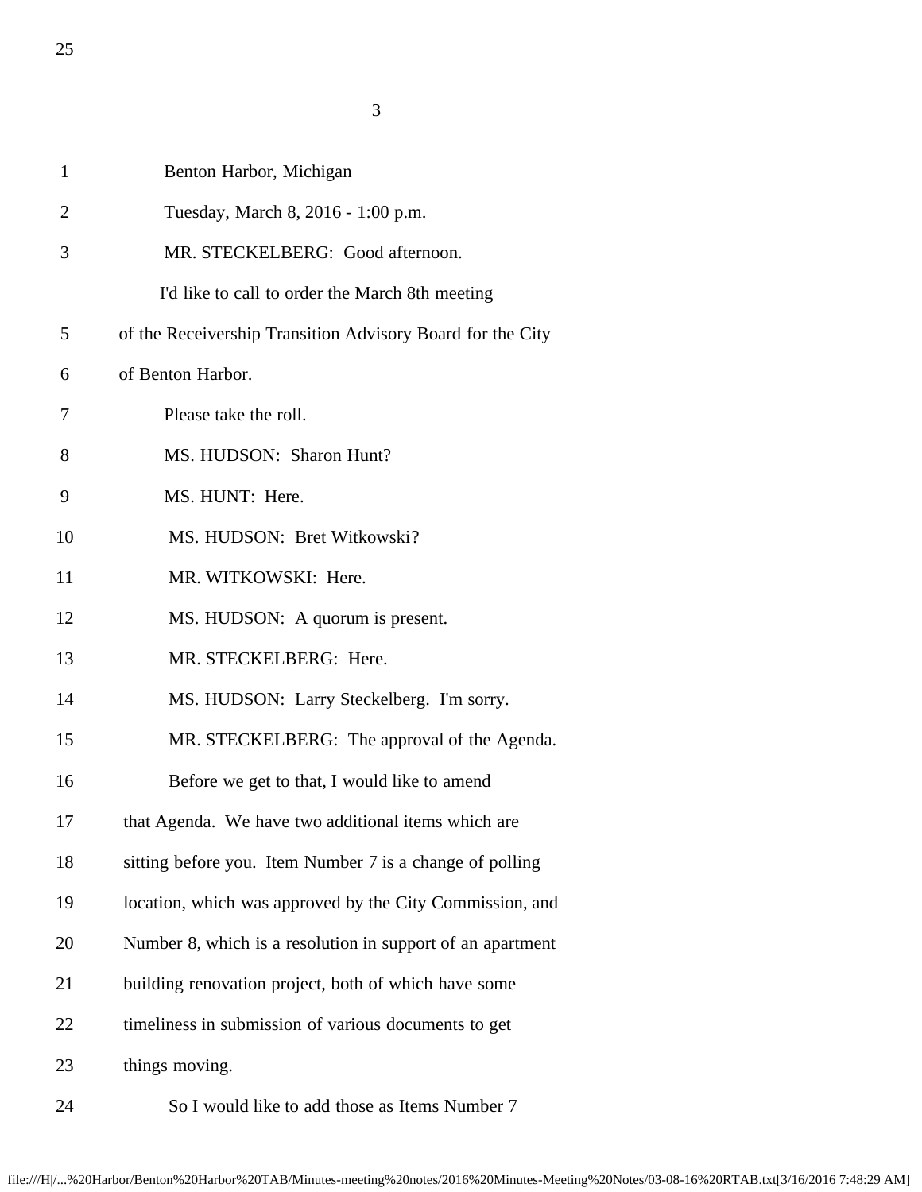Benton Harbor, Michigan

Tuesday, March 8, 2016 - 1:00 p.m.

MR. STECKELBERG: Good afternoon.

I'd like to call to order the March 8th meeting of the Receivership Transition Advisory Board for the City of Benton Harbor.

Please take the roll.

MS. HUDSON: Sharon Hunt?

MS. HUNT: Here.

MS. HUDSON: Bret Witkowski?

MR. WITKOWSKI: Here.

MS. HUDSON: A quorum is present.

MR. STECKELBERG: Here.

MS. HUDSON: Larry Steckelberg. I'm sorry.

MR. STECKELBERG: The approval of the Agenda.

Before we get to that, I would like to amend that Agenda. We have two additional items which are sitting before you. Item Number 7 is a change of polling location, which was approved by the City Commission, and Number 8, which is a resolution in support of an apartment building renovation project, both of which have some timeliness in submission of various documents to get things moving.

So I would like to add those as Items Number 7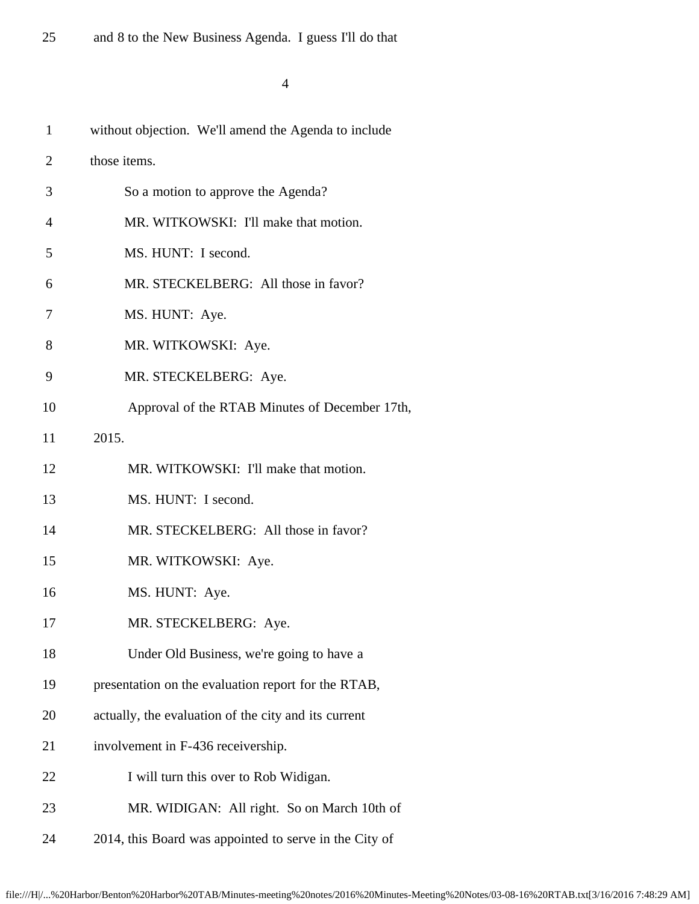25 and 8 to the New Business Agenda. I guess I'll do that

1 without objection. We'll amend the Agenda to include

2 those items.

3 So a motion to approve the Agenda?

4 MR. WITKOWSKI: I'll make that motion.

5 MS. HUNT: I second.

6 MR. STECKELBERG: All those in favor?

7 MS. HUNT: Aye.

8 MR. WITKOWSKI: Aye.

9 MR. STECKELBERG: Aye.

10 Approval of the RTAB Minutes of December 17th,

11 2015.

12 MR. WITKOWSKI: I'll make that motion.

13 MS. HUNT: I second.

14 MR. STECKELBERG: All those in favor?

15 MR. WITKOWSKI: Aye.

16 MS. HUNT: Aye.

17 MR. STECKELBERG: Aye.

18 Under Old Business, we're going to have a

19 presentation on the evaluation report for the RTAB,

20 actually, the evaluation of the city and its current

21 involvement in F-436 receivership.

22 I will turn this over to Rob Widigan.

23 MR. WIDIGAN: All right. So on March 10th of

24 2014, this Board was appointed to serve in the City of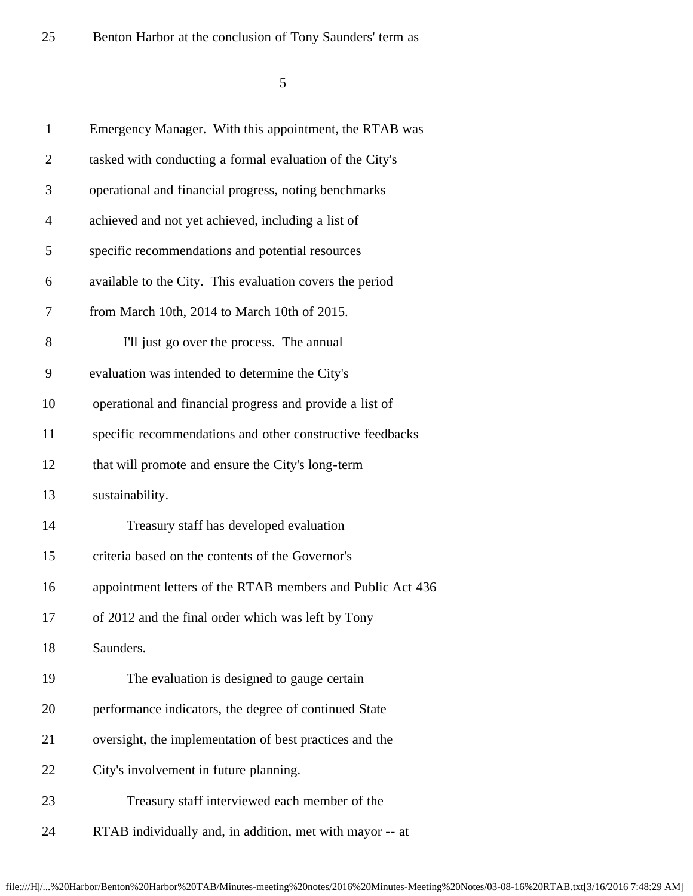25 Benton Harbor at the conclusion of Tony Saunders' term as

1 Emergency Manager. With this appointment, the RTAB was
2 tasked with conducting a formal evaluation of the City's
3 operational and financial progress, noting benchmarks
4 achieved and not yet achieved, including a list of
5 specific recommendations and potential resources
6 available to the City. This evaluation covers the period
7 from March 10th, 2014 to March 10th of 2015.
8 I'll just go over the process. The annual
9 evaluation was intended to determine the City's
10 operational and financial progress and provide a list of
11 specific recommendations and other constructive feedbacks
12 that will promote and ensure the City's long-term
13 sustainability.
14 Treasury staff has developed evaluation
15 criteria based on the contents of the Governor's
16 appointment letters of the RTAB members and Public Act 436
17 of 2012 and the final order which was left by Tony
18 Saunders.
19 The evaluation is designed to gauge certain
20 performance indicators, the degree of continued State
21 oversight, the implementation of best practices and the
22 City's involvement in future planning.
23 Treasury staff interviewed each member of the
24 RTAB individually and, in addition, met with mayor -- at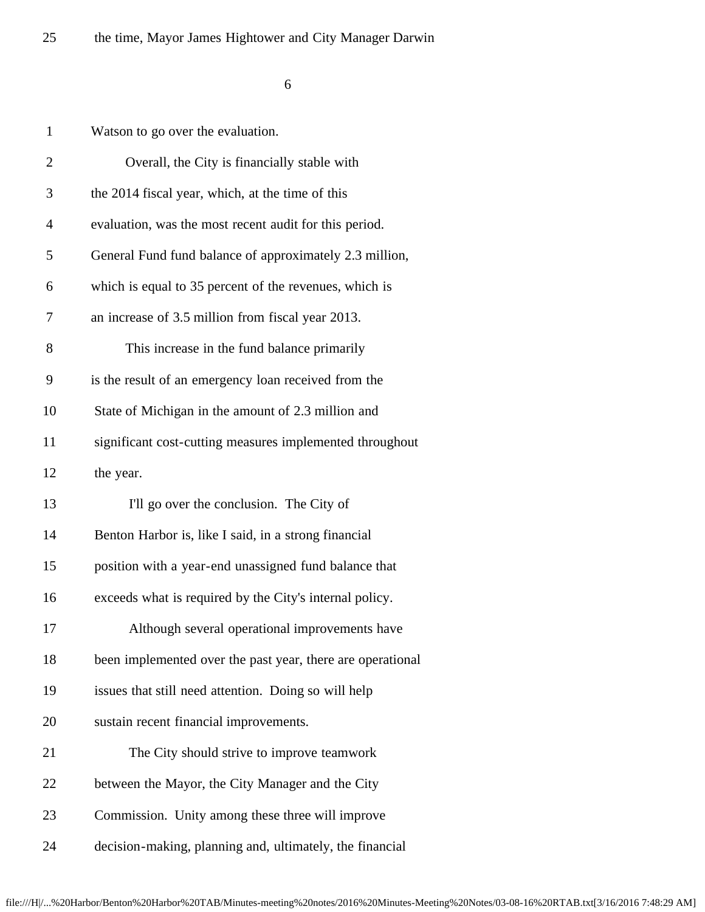25 the time, Mayor James Hightower and City Manager Darwin

1 Watson to go over the evaluation.

2 Overall, the City is financially stable with

3 the 2014 fiscal year, which, at the time of this

4 evaluation, was the most recent audit for this period.

5 General Fund fund balance of approximately 2.3 million,

6 which is equal to 35 percent of the revenues, which is

7 an increase of 3.5 million from fiscal year 2013.

8 This increase in the fund balance primarily

9 is the result of an emergency loan received from the

10 State of Michigan in the amount of 2.3 million and

11 significant cost-cutting measures implemented throughout

12 the year.

13 I'll go over the conclusion. The City of

14 Benton Harbor is, like I said, in a strong financial

15 position with a year-end unassigned fund balance that

16 exceeds what is required by the City's internal policy.

17 Although several operational improvements have

18 been implemented over the past year, there are operational

19 issues that still need attention. Doing so will help

20 sustain recent financial improvements.

21 The City should strive to improve teamwork

22 between the Mayor, the City Manager and the City

23 Commission. Unity among these three will improve

24 decision-making, planning and, ultimately, the financial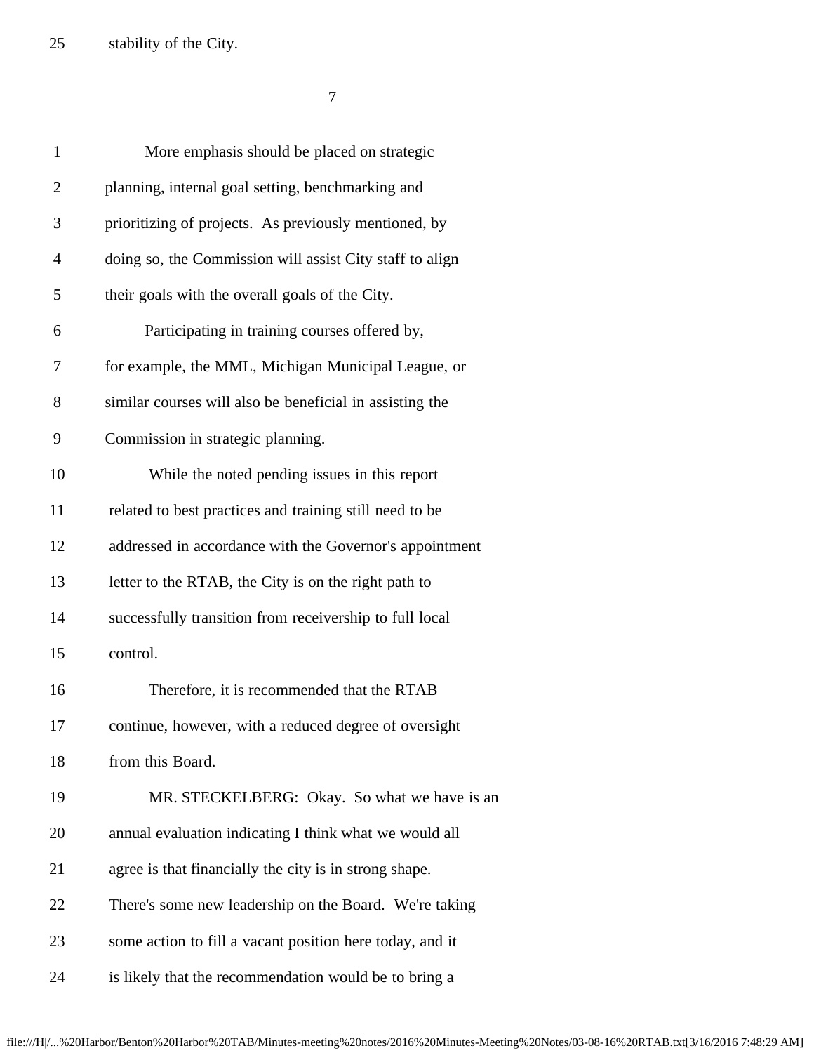25 stability of the City.

1 More emphasis should be placed on strategic
2 planning, internal goal setting, benchmarking and
3 prioritizing of projects. As previously mentioned, by
4 doing so, the Commission will assist City staff to align
5 their goals with the overall goals of the City.
6 Participating in training courses offered by,
7 for example, the MML, Michigan Municipal League, or
8 similar courses will also be beneficial in assisting the
9 Commission in strategic planning.
10 While the noted pending issues in this report
11 related to best practices and training still need to be
12 addressed in accordance with the Governor's appointment
13 letter to the RTAB, the City is on the right path to
14 successfully transition from receivership to full local
15 control.
16 Therefore, it is recommended that the RTAB
17 continue, however, with a reduced degree of oversight
18 from this Board.
19 MR. STECKELBERG: Okay. So what we have is an
20 annual evaluation indicating I think what we would all
21 agree is that financially the city is in strong shape.
22 There's some new leadership on the Board. We're taking
23 some action to fill a vacant position here today, and it
24 is likely that the recommendation would be to bring a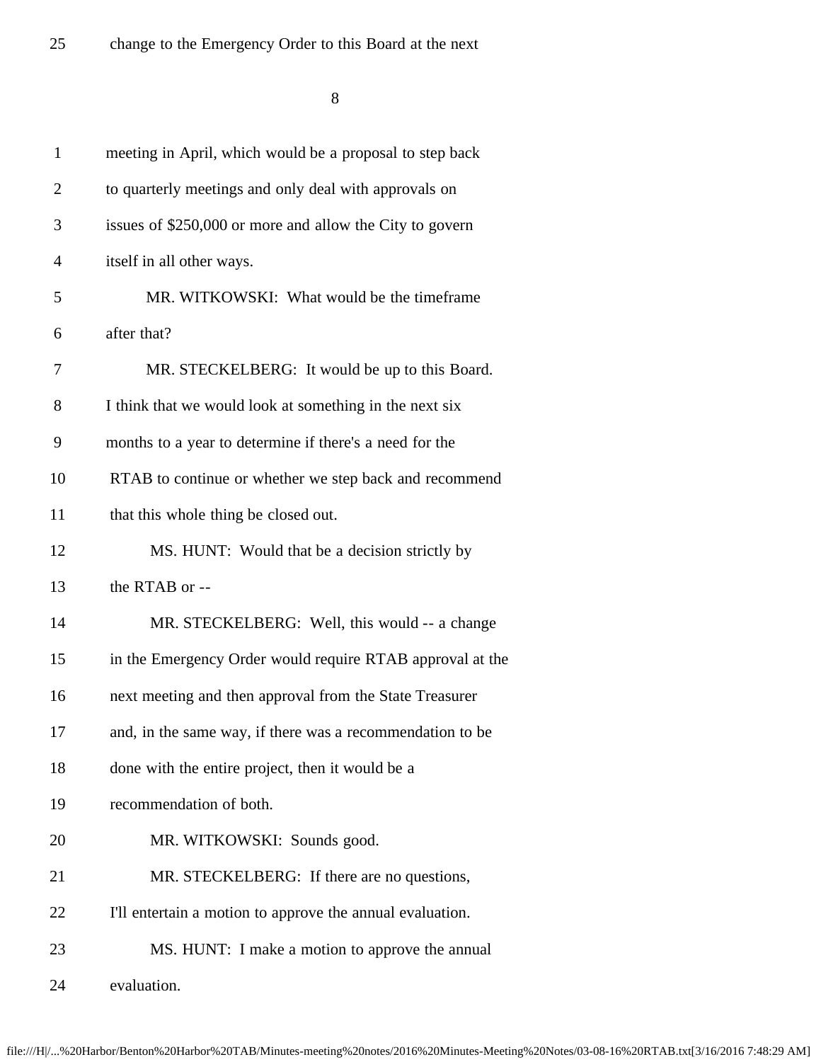25 change to the Emergency Order to this Board at the next

1 meeting in April, which would be a proposal to step back

2 to quarterly meetings and only deal with approvals on

3 issues of $250,000 or more and allow the City to govern

4 itself in all other ways.

5 MR. WITKOWSKI: What would be the timeframe

6 after that?

7 MR. STECKELBERG: It would be up to this Board.

8 I think that we would look at something in the next six

9 months to a year to determine if there's a need for the

10 RTAB to continue or whether we step back and recommend

11 that this whole thing be closed out.

12 MS. HUNT: Would that be a decision strictly by

13 the RTAB or --

14 MR. STECKELBERG: Well, this would -- a change

15 in the Emergency Order would require RTAB approval at the

16 next meeting and then approval from the State Treasurer

17 and, in the same way, if there was a recommendation to be

18 done with the entire project, then it would be a

19 recommendation of both.

20 MR. WITKOWSKI: Sounds good.

21 MR. STECKELBERG: If there are no questions,

22 I'll entertain a motion to approve the annual evaluation.

23 MS. HUNT: I make a motion to approve the annual

24 evaluation.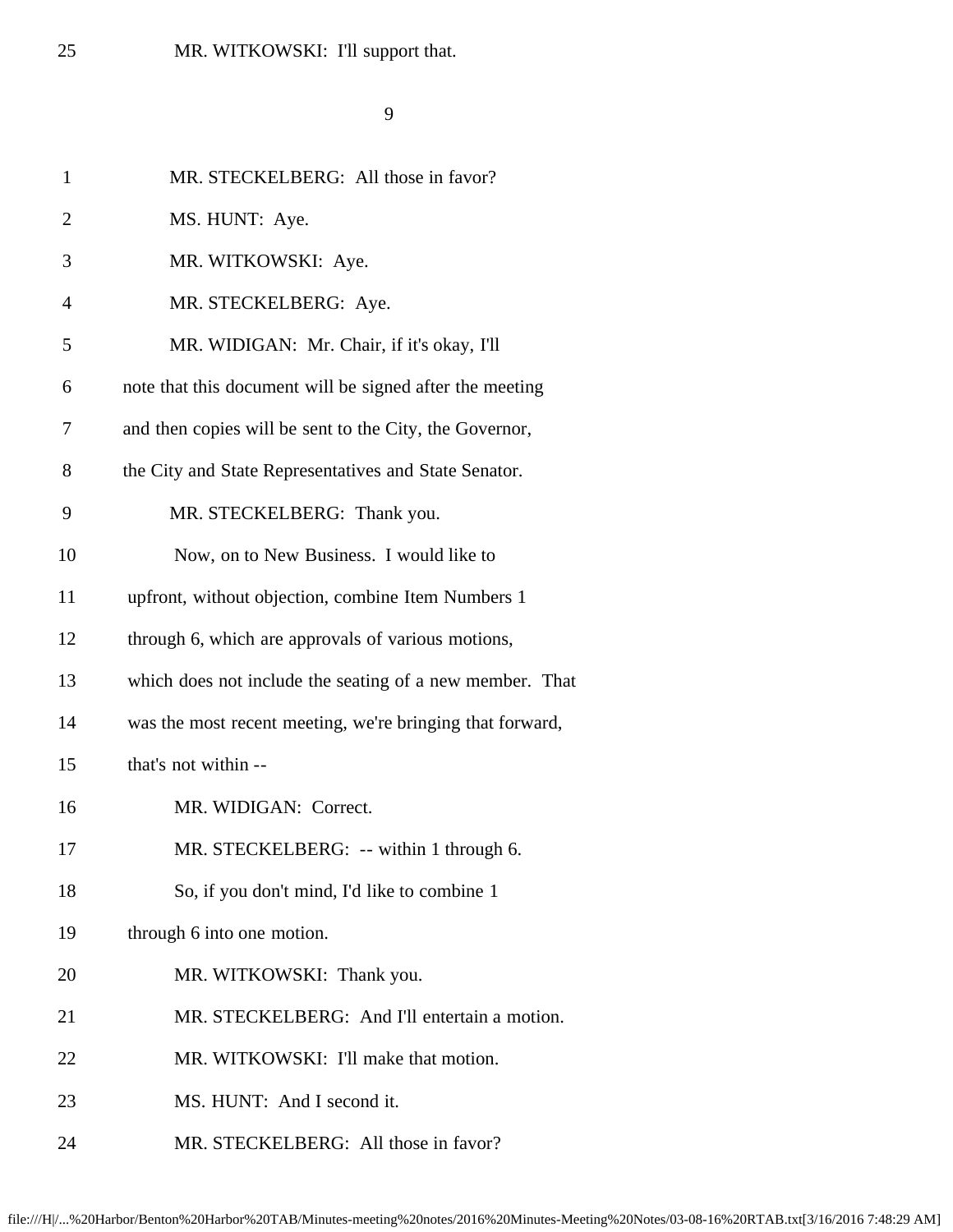25 MR. WITKOWSKI: I'll support that.

1 MR. STECKELBERG: All those in favor?

2 MS. HUNT: Aye.

3 MR. WITKOWSKI: Aye.

4 MR. STECKELBERG: Aye.

5 MR. WIDIGAN: Mr. Chair, if it's okay, I'll

6 note that this document will be signed after the meeting

7 and then copies will be sent to the City, the Governor,

8 the City and State Representatives and State Senator.

9 MR. STECKELBERG: Thank you.

10 Now, on to New Business. I would like to

11 upfront, without objection, combine Item Numbers 1

12 through 6, which are approvals of various motions,

13 which does not include the seating of a new member. That

14 was the most recent meeting, we're bringing that forward,

15 that's not within --

16 MR. WIDIGAN: Correct.

17 MR. STECKELBERG: -- within 1 through 6.

18 So, if you don't mind, I'd like to combine 1

19 through 6 into one motion.

20 MR. WITKOWSKI: Thank you.

21 MR. STECKELBERG: And I'll entertain a motion.

22 MR. WITKOWSKI: I'll make that motion.

23 MS. HUNT: And I second it.

24 MR. STECKELBERG: All those in favor?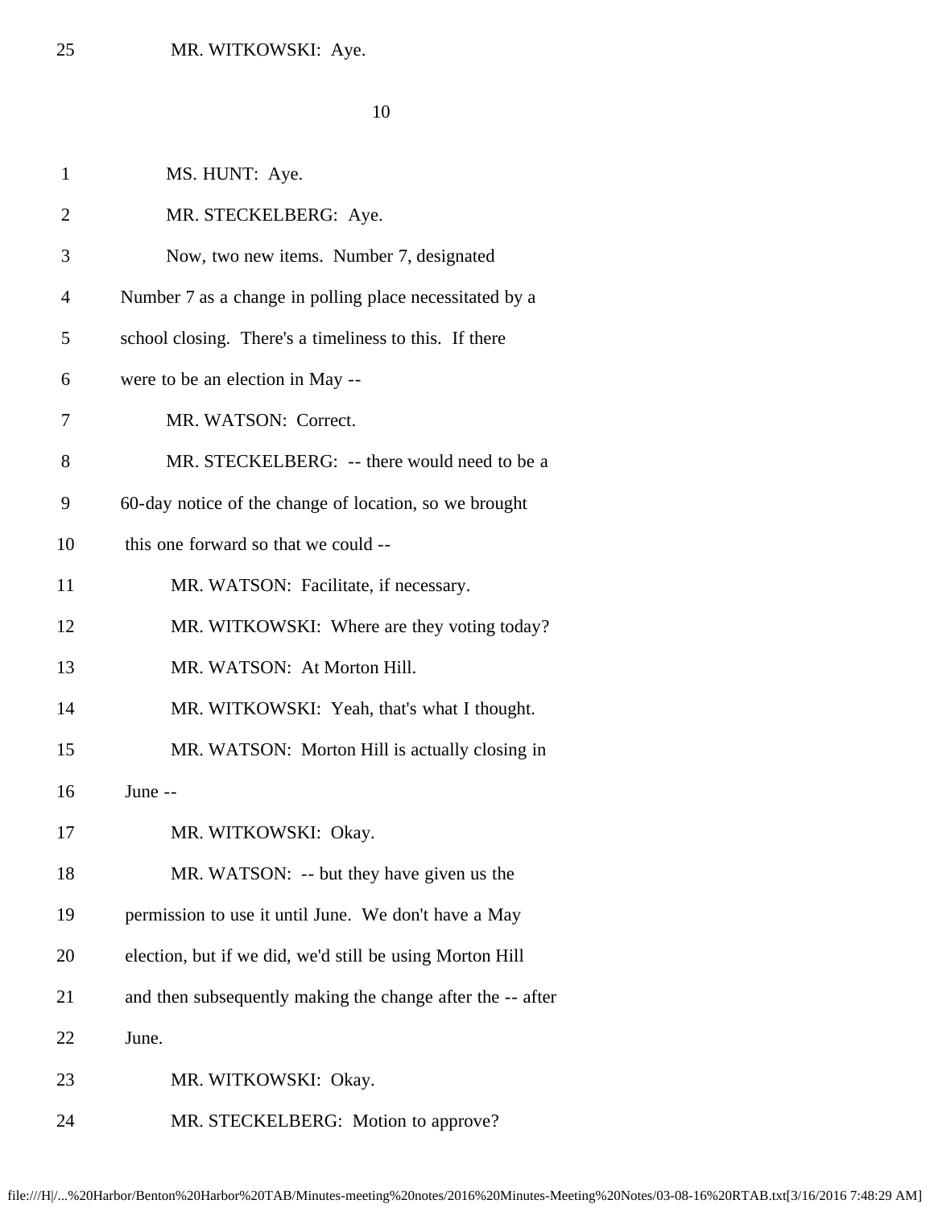25 MR. WITKOWSKI: Aye.

1 MS. HUNT: Aye.

2 MR. STECKELBERG: Aye.

3 Now, two new items. Number 7, designated

4 Number 7 as a change in polling place necessitated by a

5 school closing. There's a timeliness to this. If there

6 were to be an election in May --

7 MR. WATSON: Correct.

8 MR. STECKELBERG: -- there would need to be a

9 60-day notice of the change of location, so we brought

10 this one forward so that we could --

11 MR. WATSON: Facilitate, if necessary.

12 MR. WITKOWSKI: Where are they voting today?

13 MR. WATSON: At Morton Hill.

14 MR. WITKOWSKI: Yeah, that's what I thought.

15 MR. WATSON: Morton Hill is actually closing in

16 June --

17 MR. WITKOWSKI: Okay.

18 MR. WATSON: -- but they have given us the

19 permission to use it until June. We don't have a May

20 election, but if we did, we'd still be using Morton Hill

21 and then subsequently making the change after the -- after

22 June.

23 MR. WITKOWSKI: Okay.

24 MR. STECKELBERG: Motion to approve?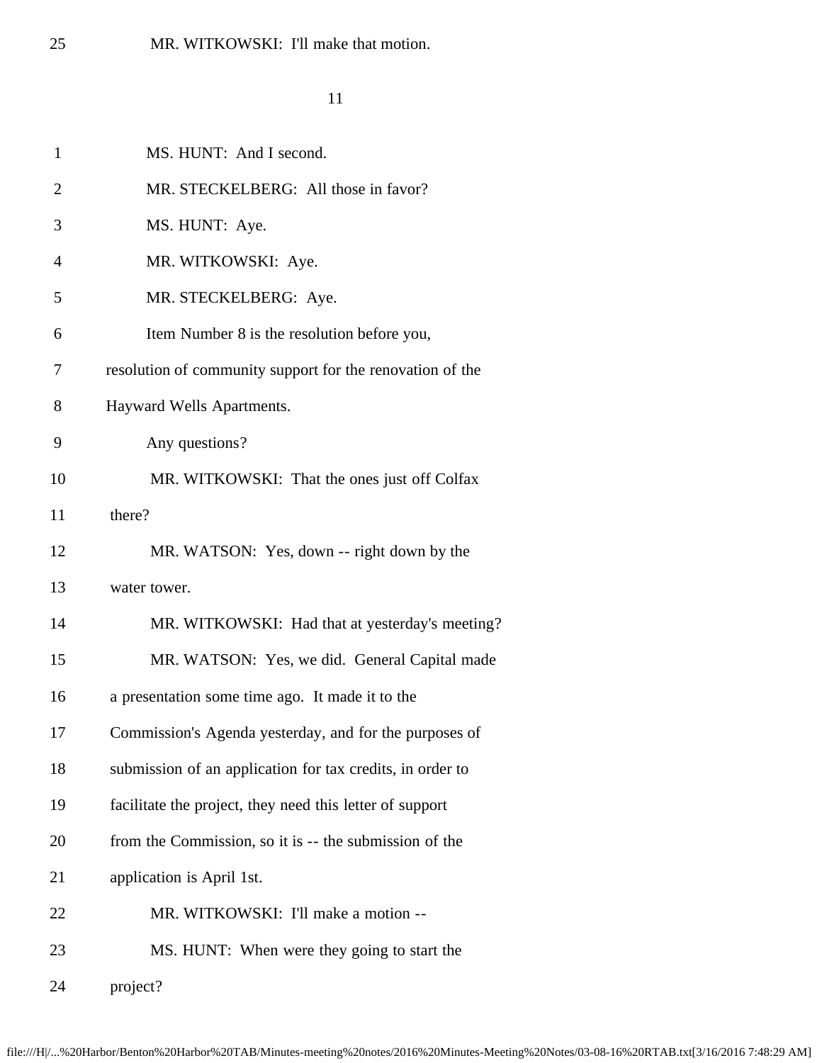25 MR. WITKOWSKI: I'll make that motion.

11

1 MS. HUNT: And I second.

2 MR. STECKELBERG: All those in favor?

3 MS. HUNT: Aye.

4 MR. WITKOWSKI: Aye.

5 MR. STECKELBERG: Aye.

6 Item Number 8 is the resolution before you,

7 resolution of community support for the renovation of the

8 Hayward Wells Apartments.

9 Any questions?

10 MR. WITKOWSKI: That the ones just off Colfax

11 there?

12 MR. WATSON: Yes, down -- right down by the

13 water tower.

14 MR. WITKOWSKI: Had that at yesterday's meeting?

15 MR. WATSON: Yes, we did. General Capital made

16 a presentation some time ago. It made it to the

17 Commission's Agenda yesterday, and for the purposes of

18 submission of an application for tax credits, in order to

19 facilitate the project, they need this letter of support

20 from the Commission, so it is -- the submission of the

21 application is April 1st.

22 MR. WITKOWSKI: I'll make a motion --

23 MS. HUNT: When were they going to start the

24 project?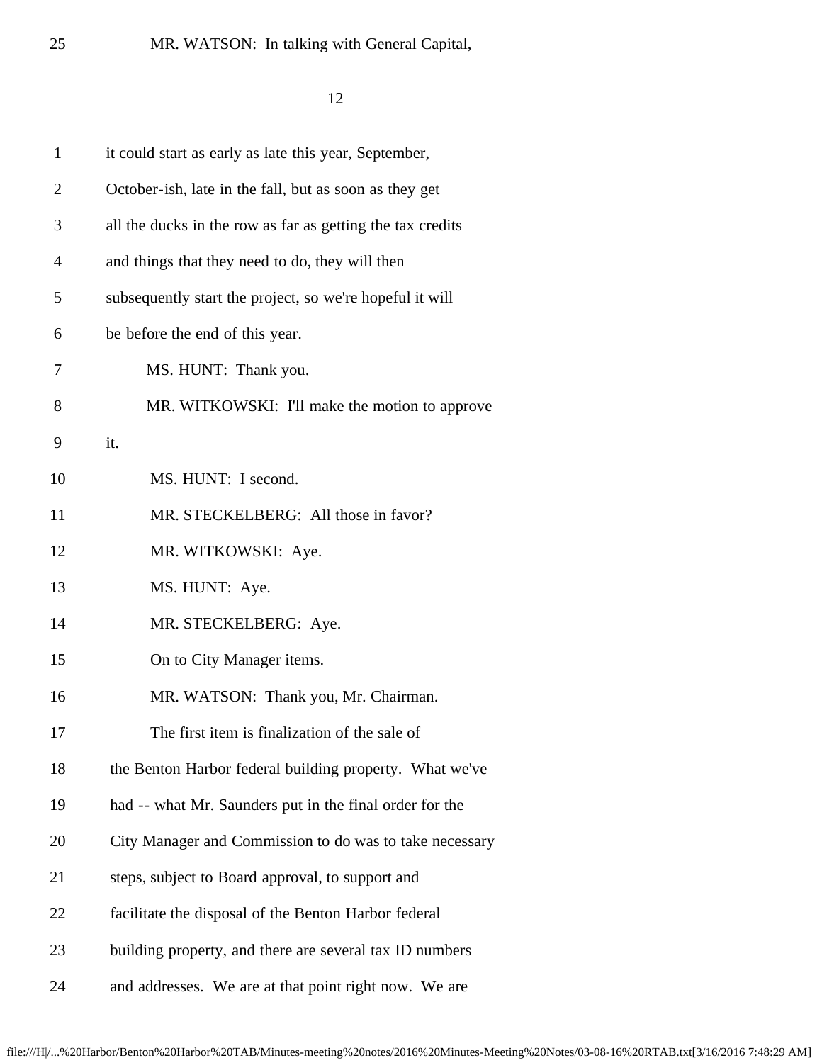25 MR. WATSON: In talking with General Capital,

1 it could start as early as late this year, September,
2 October-ish, late in the fall, but as soon as they get
3 all the ducks in the row as far as getting the tax credits
4 and things that they need to do, they will then
5 subsequently start the project, so we're hopeful it will
6 be before the end of this year.
7 MS. HUNT: Thank you.
8 MR. WITKOWSKI: I'll make the motion to approve
9 it.
10 MS. HUNT: I second.
11 MR. STECKELBERG: All those in favor?
12 MR. WITKOWSKI: Aye.
13 MS. HUNT: Aye.
14 MR. STECKELBERG: Aye.
15 On to City Manager items.
16 MR. WATSON: Thank you, Mr. Chairman.
17 The first item is finalization of the sale of
18 the Benton Harbor federal building property. What we've
19 had -- what Mr. Saunders put in the final order for the
20 City Manager and Commission to do was to take necessary
21 steps, subject to Board approval, to support and
22 facilitate the disposal of the Benton Harbor federal
23 building property, and there are several tax ID numbers
24 and addresses. We are at that point right now. We are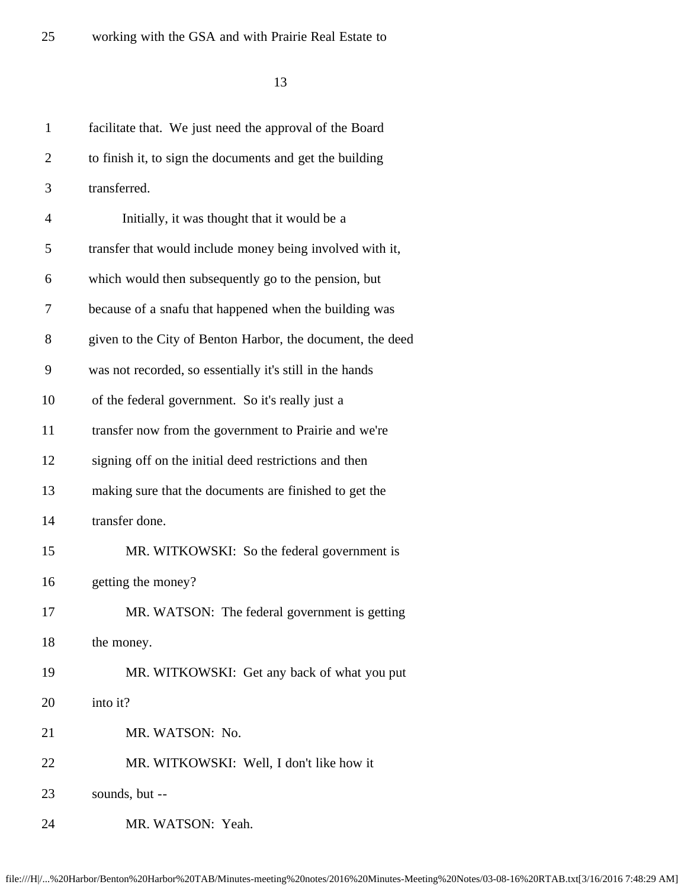working with the GSA and with Prairie Real Estate to

facilitate that. We just need the approval of the Board to finish it, to sign the documents and get the building transferred.

Initially, it was thought that it would be a transfer that would include money being involved with it, which would then subsequently go to the pension, but because of a snafu that happened when the building was given to the City of Benton Harbor, the document, the deed was not recorded, so essentially it's still in the hands of the federal government. So it's really just a transfer now from the government to Prairie and we're signing off on the initial deed restrictions and then making sure that the documents are finished to get the transfer done.

MR. WITKOWSKI: So the federal government is getting the money?

MR. WATSON: The federal government is getting the money.

MR. WITKOWSKI: Get any back of what you put into it?

MR. WATSON: No.

MR. WITKOWSKI: Well, I don't like how it sounds, but --

MR. WATSON: Yeah.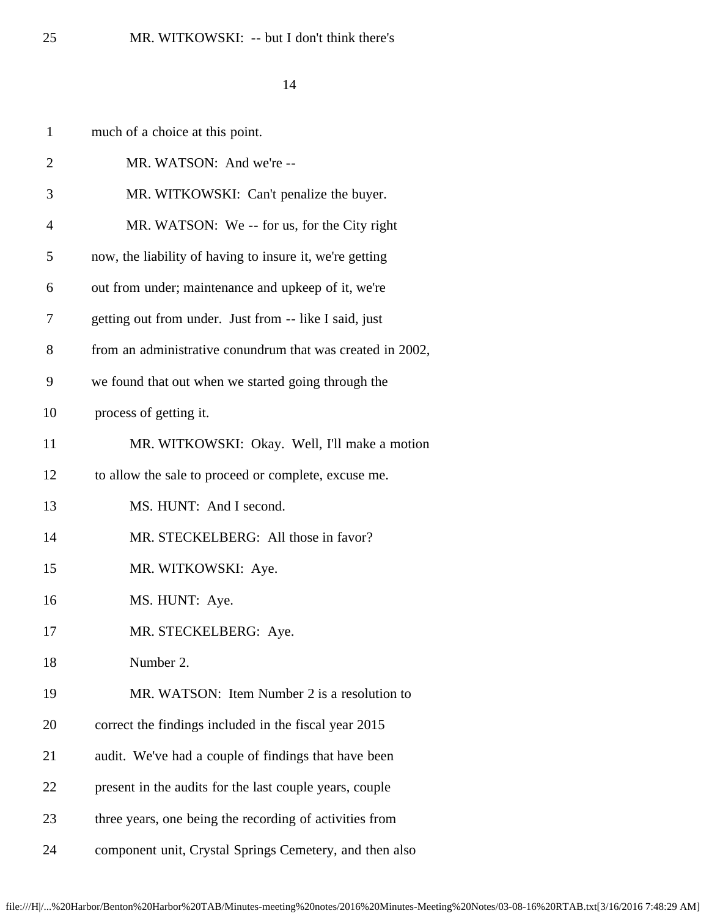25 MR. WITKOWSKI: -- but I don't think there's

1 much of a choice at this point.

2 MR. WATSON: And we're --

3 MR. WITKOWSKI: Can't penalize the buyer.

4 MR. WATSON: We -- for us, for the City right

5 now, the liability of having to insure it, we're getting

6 out from under; maintenance and upkeep of it, we're

7 getting out from under. Just from -- like I said, just

8 from an administrative conundrum that was created in 2002,

9 we found that out when we started going through the

10 process of getting it.

11 MR. WITKOWSKI: Okay. Well, I'll make a motion

12 to allow the sale to proceed or complete, excuse me.

13 MS. HUNT: And I second.

14 MR. STECKELBERG: All those in favor?

15 MR. WITKOWSKI: Aye.

16 MS. HUNT: Aye.

17 MR. STECKELBERG: Aye.

18 Number 2.

19 MR. WATSON: Item Number 2 is a resolution to

20 correct the findings included in the fiscal year 2015

21 audit. We've had a couple of findings that have been

22 present in the audits for the last couple years, couple

23 three years, one being the recording of activities from

24 component unit, Crystal Springs Cemetery, and then also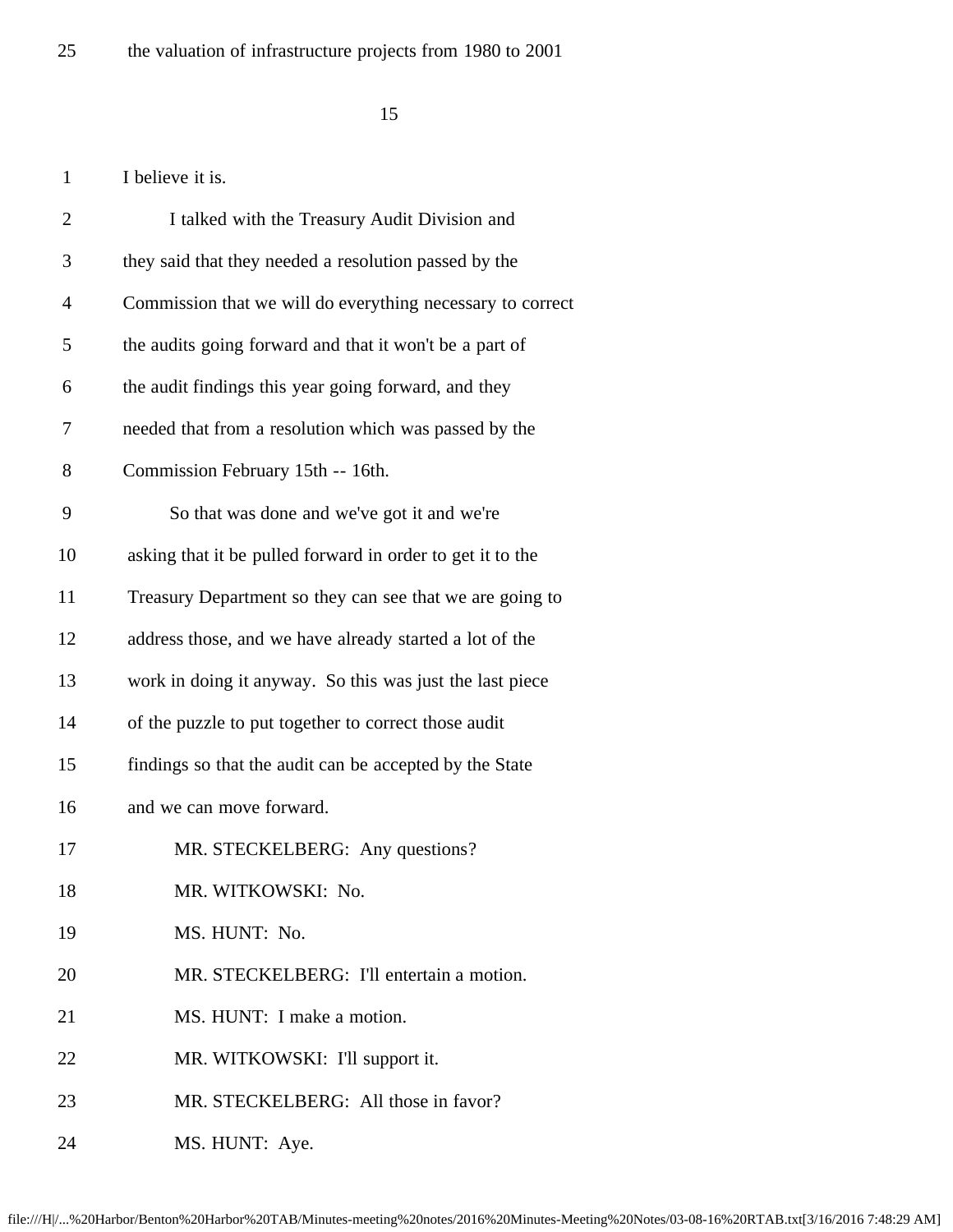25 the valuation of infrastructure projects from 1980 to 2001

1 I believe it is.

2 I talked with the Treasury Audit Division and

3 they said that they needed a resolution passed by the

4 Commission that we will do everything necessary to correct

5 the audits going forward and that it won't be a part of

6 the audit findings this year going forward, and they

7 needed that from a resolution which was passed by the

8 Commission February 15th -- 16th.

9 So that was done and we've got it and we're

10 asking that it be pulled forward in order to get it to the

11 Treasury Department so they can see that we are going to

12 address those, and we have already started a lot of the

13 work in doing it anyway. So this was just the last piece

14 of the puzzle to put together to correct those audit

15 findings so that the audit can be accepted by the State

16 and we can move forward.

17 MR. STECKELBERG: Any questions?

18 MR. WITKOWSKI: No.

19 MS. HUNT: No.

20 MR. STECKELBERG: I'll entertain a motion.

21 MS. HUNT: I make a motion.

22 MR. WITKOWSKI: I'll support it.

23 MR. STECKELBERG: All those in favor?

24 MS. HUNT: Aye.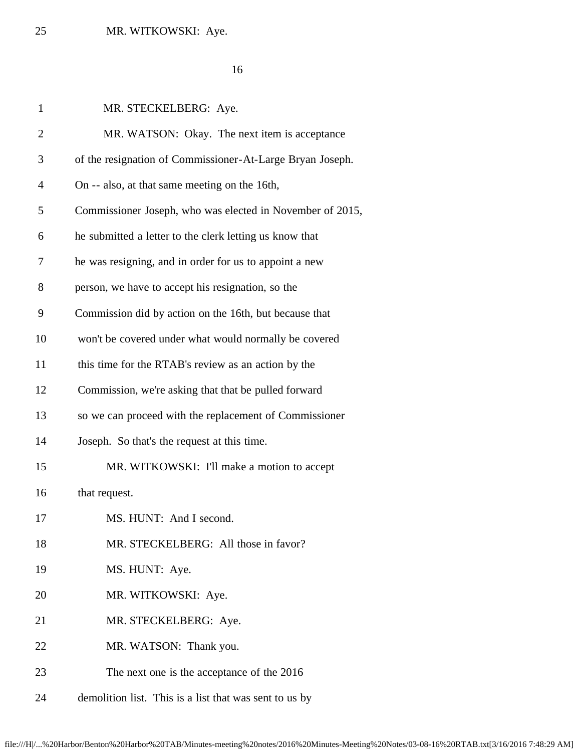25 MR. WITKOWSKI: Aye.

1 MR. STECKELBERG: Aye.

2 MR. WATSON: Okay. The next item is acceptance

3 of the resignation of Commissioner-At-Large Bryan Joseph.

4 On -- also, at that same meeting on the 16th,

5 Commissioner Joseph, who was elected in November of 2015,

6 he submitted a letter to the clerk letting us know that

7 he was resigning, and in order for us to appoint a new

8 person, we have to accept his resignation, so the

9 Commission did by action on the 16th, but because that

10 won't be covered under what would normally be covered

11 this time for the RTAB's review as an action by the

12 Commission, we're asking that that be pulled forward

13 so we can proceed with the replacement of Commissioner

14 Joseph. So that's the request at this time.

15 MR. WITKOWSKI: I'll make a motion to accept

16 that request.

17 MS. HUNT: And I second.

18 MR. STECKELBERG: All those in favor?

19 MS. HUNT: Aye.

20 MR. WITKOWSKI: Aye.

21 MR. STECKELBERG: Aye.

22 MR. WATSON: Thank you.

23 The next one is the acceptance of the 2016

24 demolition list. This is a list that was sent to us by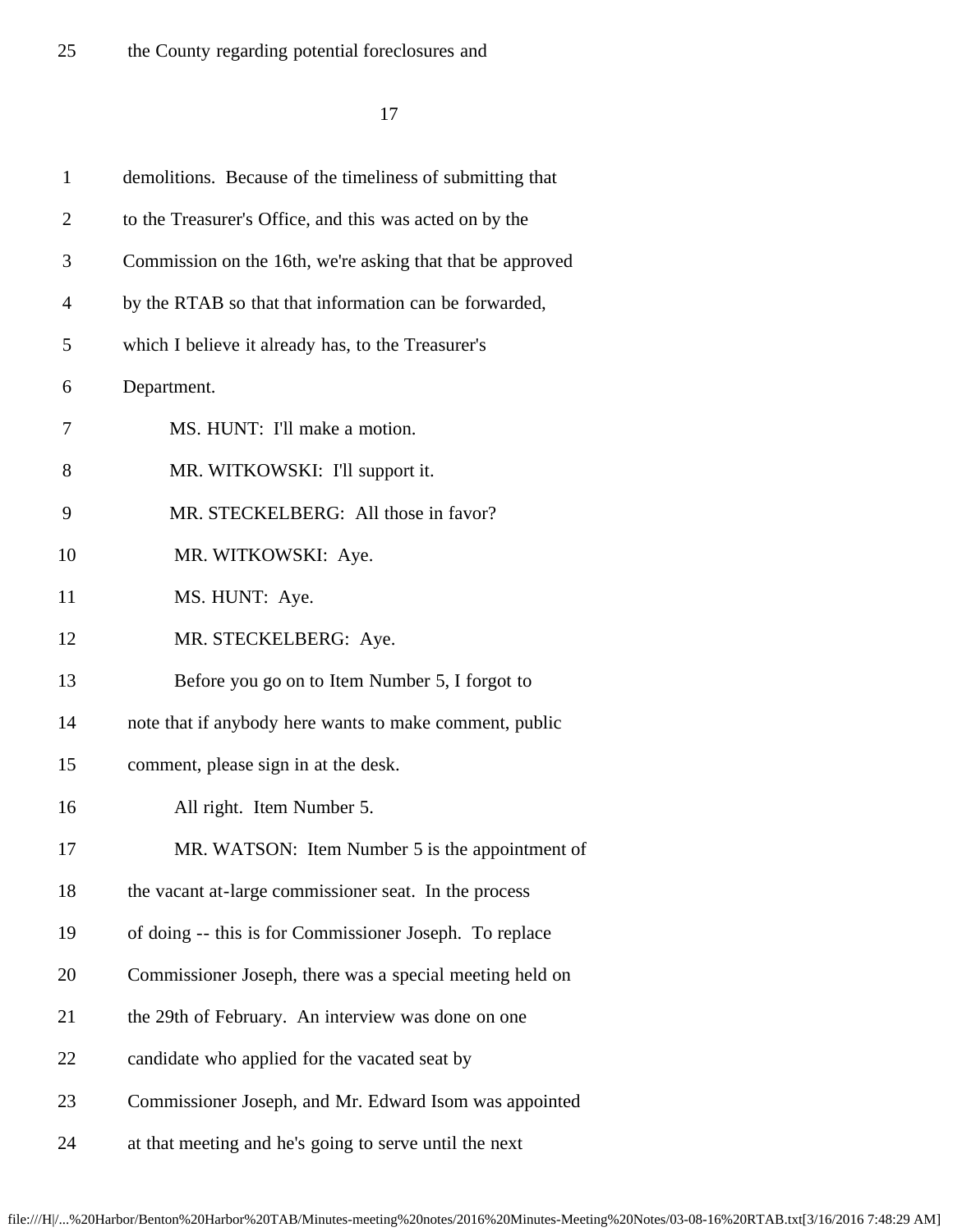25 the County regarding potential foreclosures and

1 demolitions. Because of the timeliness of submitting that

2 to the Treasurer's Office, and this was acted on by the

3 Commission on the 16th, we're asking that that be approved

4 by the RTAB so that that information can be forwarded,

5 which I believe it already has, to the Treasurer's

6 Department.

7 MS. HUNT: I'll make a motion.

8 MR. WITKOWSKI: I'll support it.

9 MR. STECKELBERG: All those in favor?

10 MR. WITKOWSKI: Aye.

11 MS. HUNT: Aye.

12 MR. STECKELBERG: Aye.

13 Before you go on to Item Number 5, I forgot to

14 note that if anybody here wants to make comment, public

15 comment, please sign in at the desk.

16 All right. Item Number 5.

17 MR. WATSON: Item Number 5 is the appointment of

18 the vacant at-large commissioner seat. In the process

19 of doing -- this is for Commissioner Joseph. To replace

20 Commissioner Joseph, there was a special meeting held on

21 the 29th of February. An interview was done on one

22 candidate who applied for the vacated seat by

23 Commissioner Joseph, and Mr. Edward Isom was appointed

24 at that meeting and he's going to serve until the next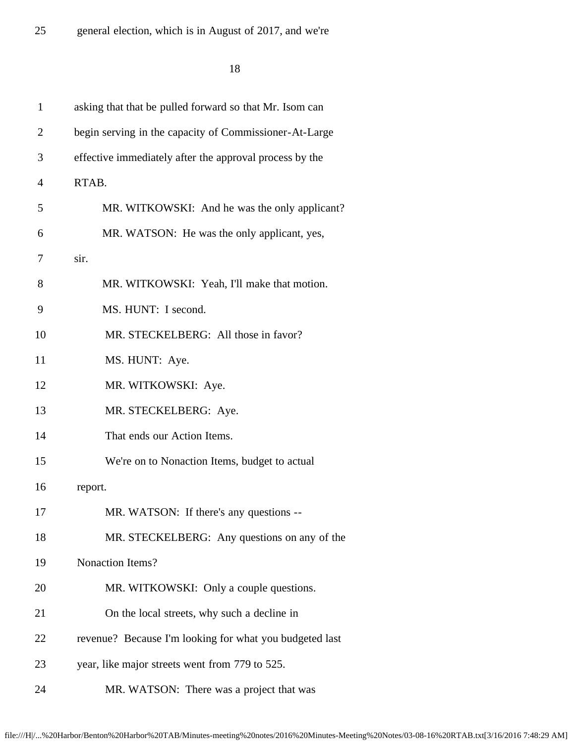25 general election, which is in August of 2017, and we're

1 asking that that be pulled forward so that Mr. Isom can

2 begin serving in the capacity of Commissioner-At-Large

3 effective immediately after the approval process by the

4 RTAB.

5 MR. WITKOWSKI: And he was the only applicant?

6 MR. WATSON: He was the only applicant, yes,

7 sir.

8 MR. WITKOWSKI: Yeah, I'll make that motion.

9 MS. HUNT: I second.

10 MR. STECKELBERG: All those in favor?

11 MS. HUNT: Aye.

12 MR. WITKOWSKI: Aye.

13 MR. STECKELBERG: Aye.

14 That ends our Action Items.

15 We're on to Nonaction Items, budget to actual

16 report.

17 MR. WATSON: If there's any questions --

18 MR. STECKELBERG: Any questions on any of the

19 Nonaction Items?

20 MR. WITKOWSKI: Only a couple questions.

21 On the local streets, why such a decline in

22 revenue? Because I'm looking for what you budgeted last

23 year, like major streets went from 779 to 525.

24 MR. WATSON: There was a project that was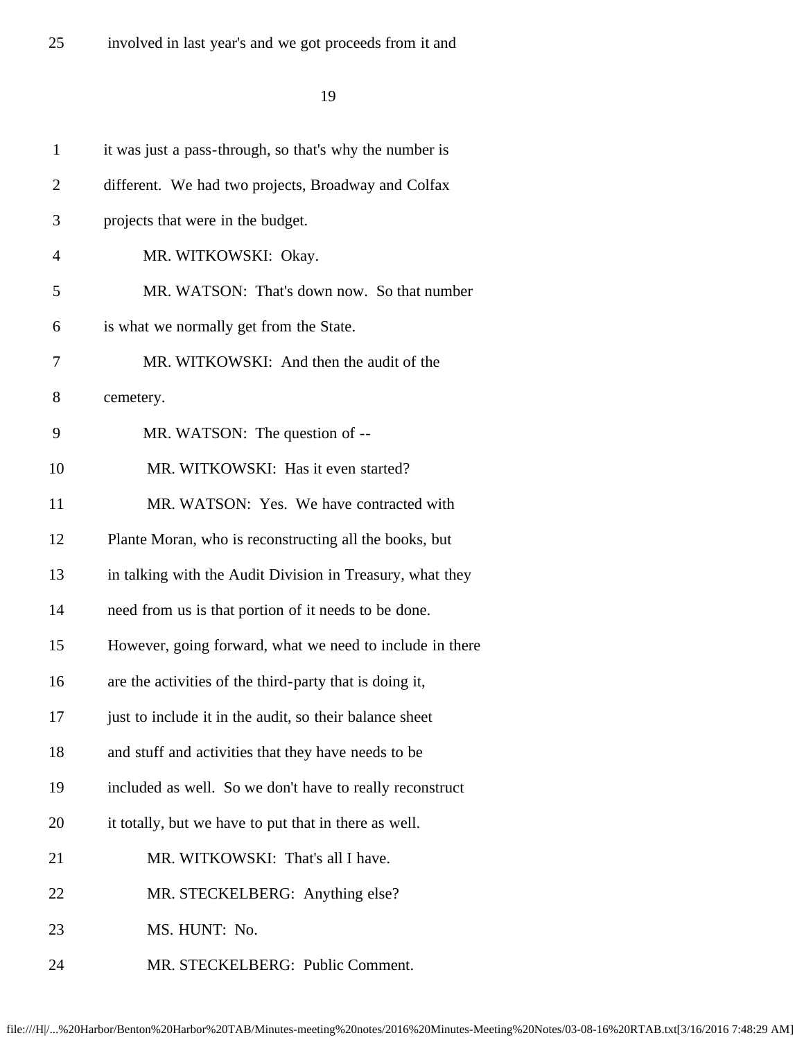25 involved in last year's and we got proceeds from it and

1 it was just a pass-through, so that's why the number is
2 different. We had two projects, Broadway and Colfax
3 projects that were in the budget.
4 MR. WITKOWSKI: Okay.
5 MR. WATSON: That's down now. So that number
6 is what we normally get from the State.
7 MR. WITKOWSKI: And then the audit of the
8 cemetery.
9 MR. WATSON: The question of --
10 MR. WITKOWSKI: Has it even started?
11 MR. WATSON: Yes. We have contracted with
12 Plante Moran, who is reconstructing all the books, but
13 in talking with the Audit Division in Treasury, what they
14 need from us is that portion of it needs to be done.
15 However, going forward, what we need to include in there
16 are the activities of the third-party that is doing it,
17 just to include it in the audit, so their balance sheet
18 and stuff and activities that they have needs to be
19 included as well. So we don't have to really reconstruct
20 it totally, but we have to put that in there as well.
21 MR. WITKOWSKI: That's all I have.
22 MR. STECKELBERG: Anything else?
23 MS. HUNT: No.
24 MR. STECKELBERG: Public Comment.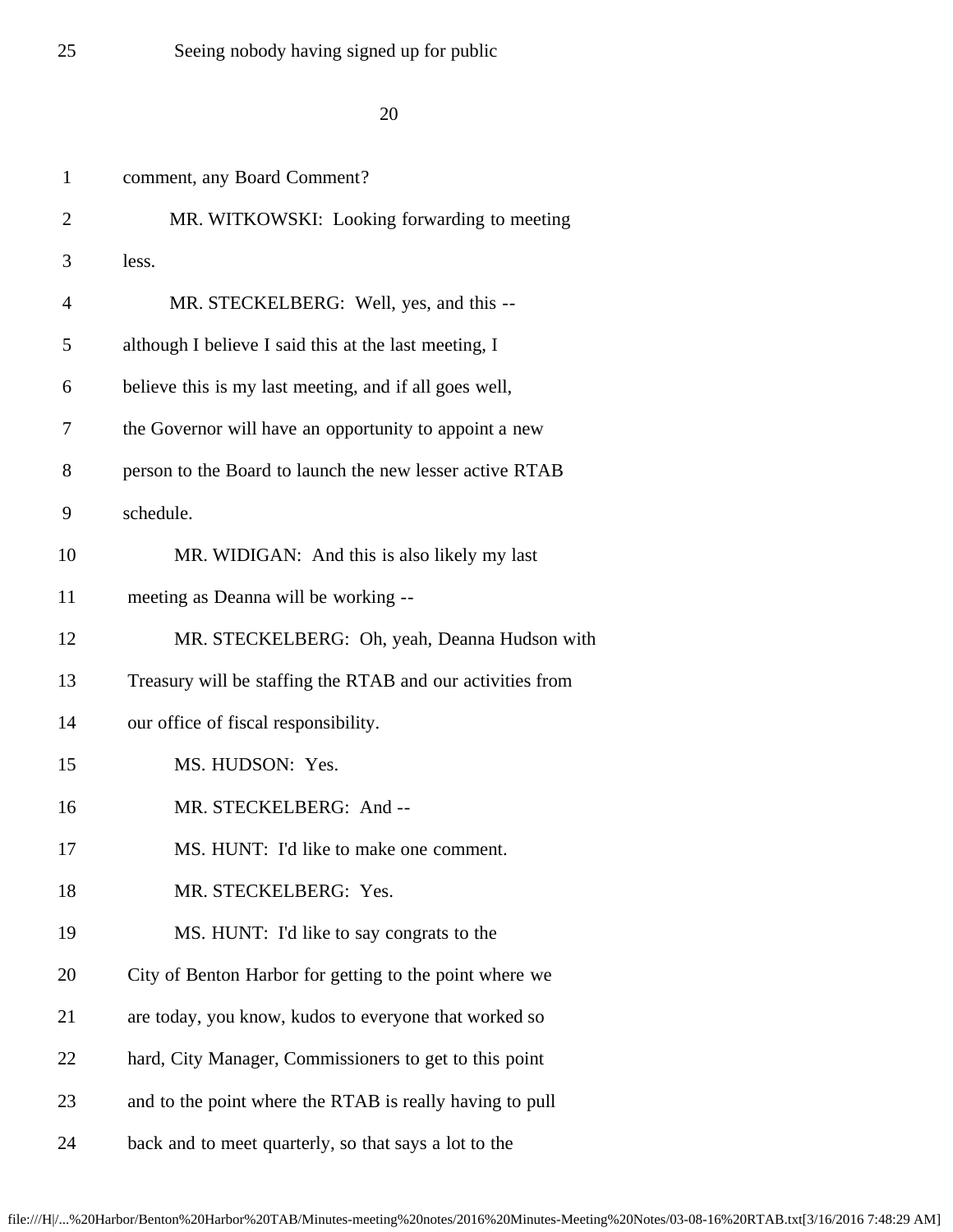25 Seeing nobody having signed up for public

1 comment, any Board Comment?

2 MR. WITKOWSKI: Looking forwarding to meeting

3 less.

4 MR. STECKELBERG: Well, yes, and this --

5 although I believe I said this at the last meeting, I

6 believe this is my last meeting, and if all goes well,

7 the Governor will have an opportunity to appoint a new

8 person to the Board to launch the new lesser active RTAB

9 schedule.

10 MR. WIDIGAN: And this is also likely my last

11 meeting as Deanna will be working --

12 MR. STECKELBERG: Oh, yeah, Deanna Hudson with

13 Treasury will be staffing the RTAB and our activities from

14 our office of fiscal responsibility.

15 MS. HUDSON: Yes.

16 MR. STECKELBERG: And --

17 MS. HUNT: I'd like to make one comment.

18 MR. STECKELBERG: Yes.

19 MS. HUNT: I'd like to say congrats to the

20 City of Benton Harbor for getting to the point where we

21 are today, you know, kudos to everyone that worked so

22 hard, City Manager, Commissioners to get to this point

23 and to the point where the RTAB is really having to pull

24 back and to meet quarterly, so that says a lot to the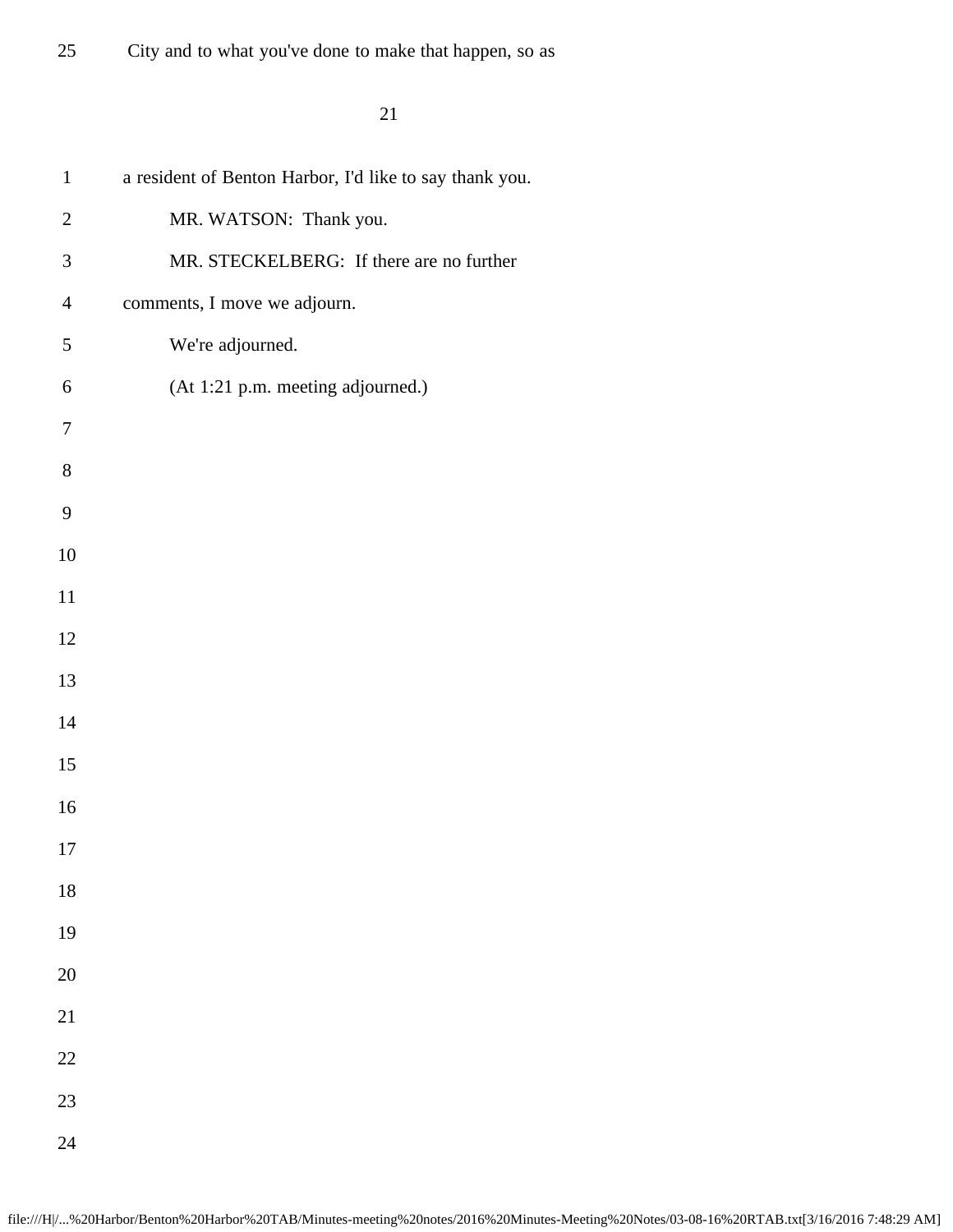City and to what you've done to make that happen, so as

a resident of Benton Harbor, I'd like to say thank you.

MR. WATSON: Thank you.

MR. STECKELBERG: If there are no further comments, I move we adjourn.

We're adjourned.

(At 1:21 p.m. meeting adjourned.)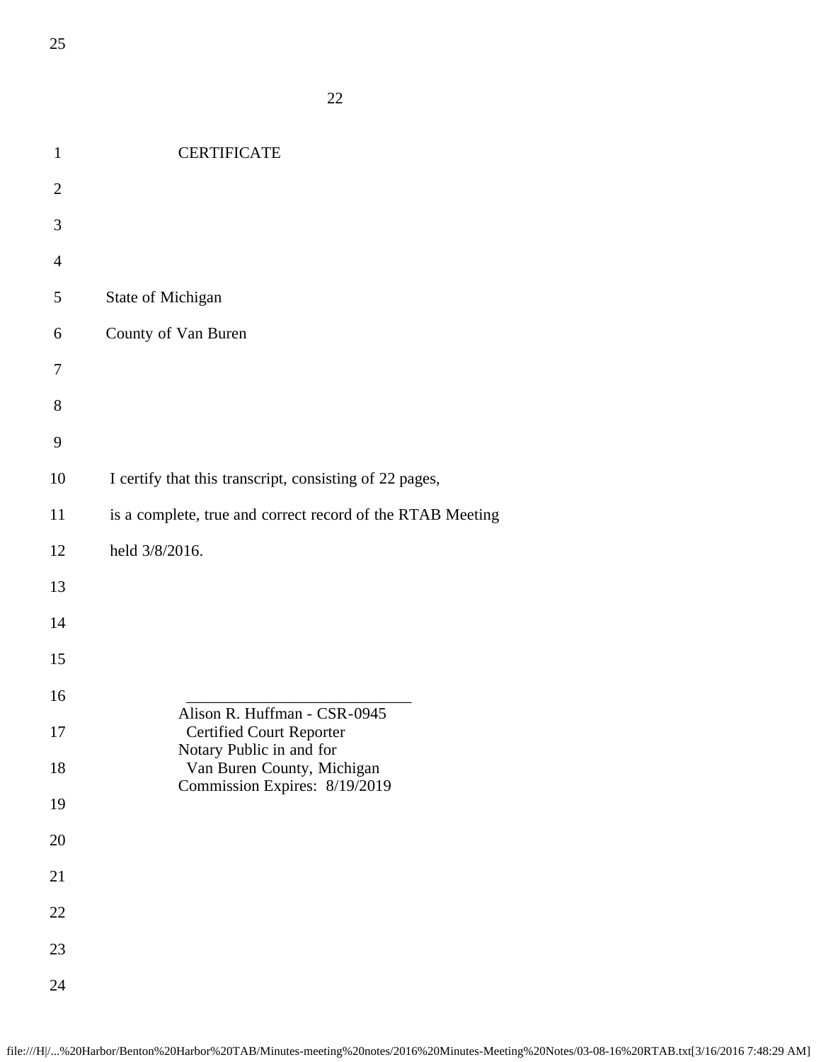# CERTIFICATE

State of Michigan

County of Van Buren

I certify that this transcript, consisting of 22 pages, is a complete, true and correct record of the RTAB Meeting held 3/8/2016.

\_\_\_\_\_\_\_\_\_\_\_\_\_\_\_\_\_\_\_\_\_\_\_\_\_\_\_\_

Alison R. Huffman - CSR-0945
Certified Court Reporter
Notary Public in and for
Van Buren County, Michigan
Commission Expires: 8/19/2019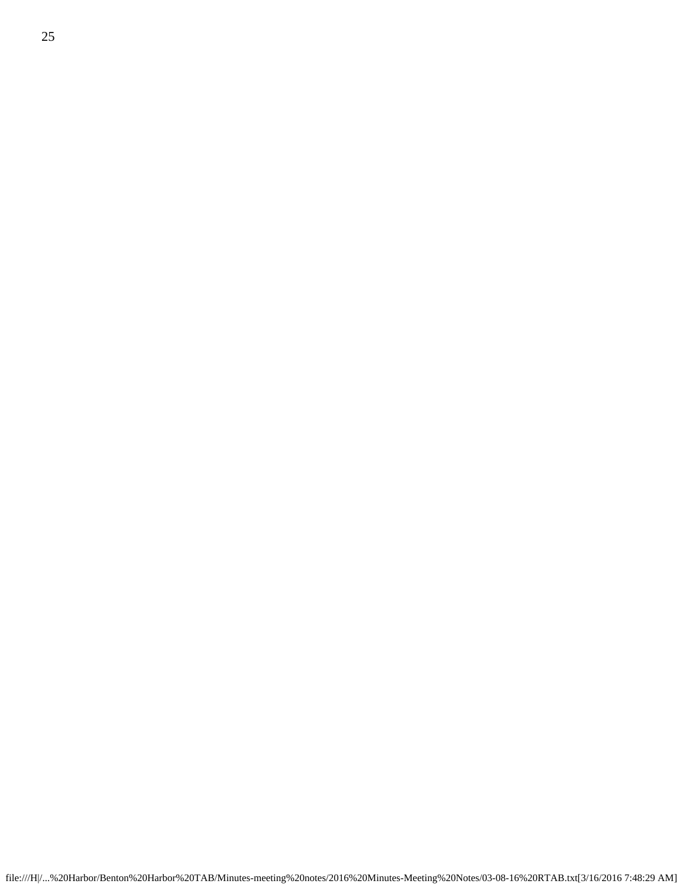25